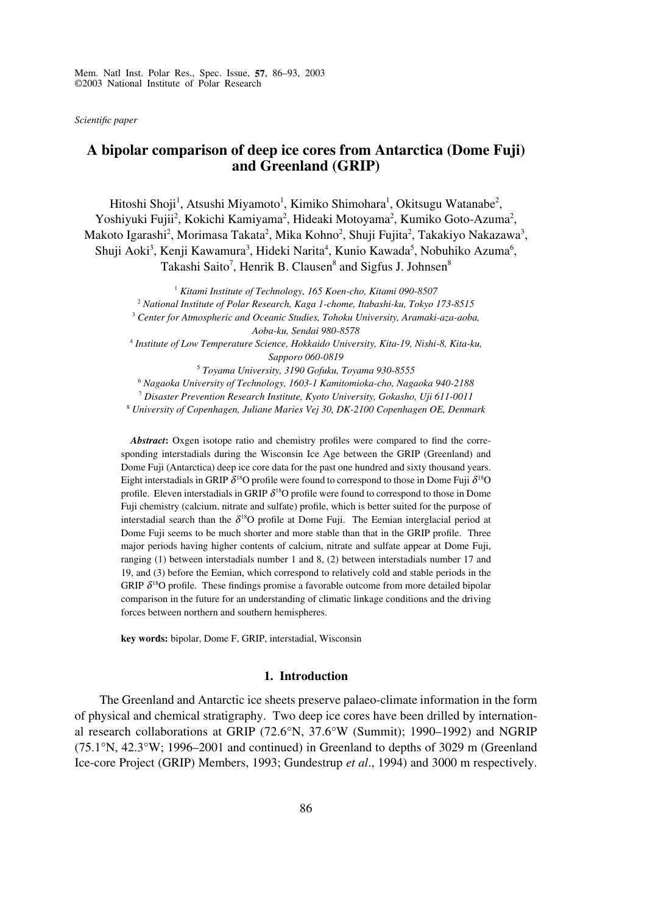Scientific paper

# A bipolar comparison of deep ice cores from Antarctica (Dome Fuji) and Greenland (GRIP)

Hitoshi Shoji[1], Atsushi Miyamoto[1], Kimiko Shimohara[1], Okitsugu Watanabe[2], Yoshiyuki Fujii[2], Kokichi Kamiyama[2], Hideaki Motoyama[2], Kumiko Goto-Azuma[2], Makoto Igarashi[2], Morimasa Takata[2], Mika Kohno[2], Shuji Fujita[2], Takakiyo Nakazawa[3], Shuji Aoki[3], Kenji Kawamura[3], Hideki Narita[4], Kunio Kawada[5], Nobuhiko Azuma[6], Takashi Saito[7], Henrik B. Clausen[8] and Sigfus J. Johnsen[8]

[1] *Kitami Institute of Technology, 165 Koen-cho, Kitami 090-8507*

[2] *National Institute of Polar Research, Kaga 1-chome, Itabashi-ku, Tokyo 173-8515*

[3] *Center for Atmospheric and Oceanic Studies, Tohoku University, Aramaki-aza-aoba, Aoba-ku, Sendai 980-8578*

[4] *Institute of Low Temperature Science, Hokkaido University, Kita-19, Nishi-8, Kita-ku, Sapporo 060-0819*

[5] *Toyama University, 3190 Gofuku, Toyama 930-8555*

[6] *Nagaoka University of Technology, 1603-1 Kamitomioka-cho, Nagaoka 940-2188*

[7] *Disaster Prevention Research Institute, Kyoto University, Gokasho, Uji 611-0011*

[8] *University of Copenhagen, Juliane Maries Vej 30, DK-2100 Copenhagen OE, Denmark*

***Abstract*:** Oxgen isotope ratio and chemistry profiles were compared to find the corresponding interstadials during the Wisconsin Ice Age between the GRIP (Greenland) and Dome Fuji (Antarctica) deep ice core data for the past one hundred and sixty thousand years. Eight interstadials in GRIP $\delta^{18}O$ profile were found to correspond to those in Dome Fuji $\delta^{18}O$ profile. Eleven interstadials in GRIP $\delta^{18}O$ profile were found to correspond to those in Dome Fuji chemistry (calcium, nitrate and sulfate) profile, which is better suited for the purpose of interstadial search than the $\delta^{18}O$ profile at Dome Fuji. The Eemian interglacial period at Dome Fuji seems to be much shorter and more stable than that in the GRIP profile. Three major periods having higher contents of calcium, nitrate and sulfate appear at Dome Fuji, ranging (1) between interstadials number 1 and 8, (2) between interstadials number 17 and 19, and (3) before the Eemian, which correspond to relatively cold and stable periods in the GRIP $\delta^{18}O$ profile. These findings promise a favorable outcome from more detailed bipolar comparison in the future for an understanding of climatic linkage conditions and the driving forces between northern and southern hemispheres.

**key words:** bipolar, Dome F, GRIP, interstadial, Wisconsin

## 1. Introduction

The Greenland and Antarctic ice sheets preserve palaeo-climate information in the form of physical and chemical stratigraphy. Two deep ice cores have been drilled by international research collaborations at GRIP (72.6°N, 37.6°W (Summit); 1990–1992) and NGRIP (75.1°N, 42.3°W; 1996–2001 and continued) in Greenland to depths of 3029 m (Greenland Ice-core Project (GRIP) Members, 1993; Gundestrup *et al*., 1994) and 3000 m respectively.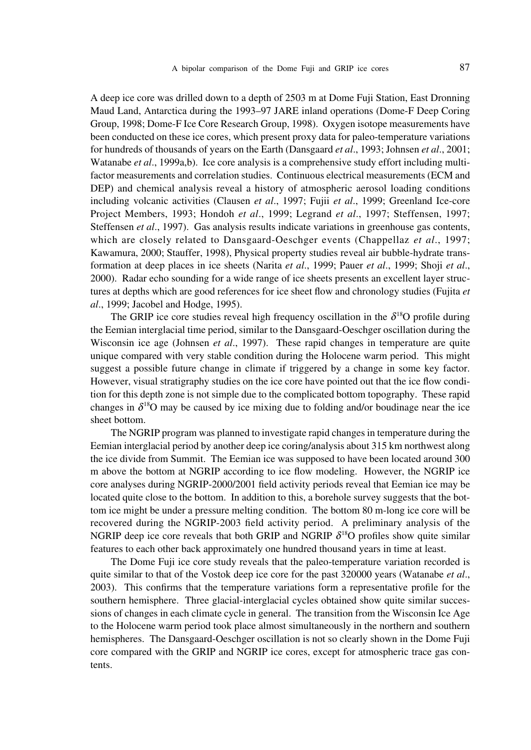A deep ice core was drilled down to a depth of 2503 m at Dome Fuji Station, East Dronning Maud Land, Antarctica during the 1993–97 JARE inland operations (Dome-F Deep Coring Group, 1998; Dome-F Ice Core Research Group, 1998). Oxygen isotope measurements have been conducted on these ice cores, which present proxy data for paleo-temperature variations for hundreds of thousands of years on the Earth (Dansgaard *et al*., 1993; Johnsen *et al*., 2001; Watanabe *et al*., 1999a,b). Ice core analysis is a comprehensive study effort including multi-factor measurements and correlation studies. Continuous electrical measurements (ECM and DEP) and chemical analysis reveal a history of atmospheric aerosol loading conditions including volcanic activities (Clausen *et al*., 1997; Fujii *et al*., 1999; Greenland Ice-core Project Members, 1993; Hondoh *et al*., 1999; Legrand *et al*., 1997; Steffensen, 1997; Steffensen *et al*., 1997). Gas analysis results indicate variations in greenhouse gas contents, which are closely related to Dansgaard-Oeschger events (Chappellaz *et al*., 1997; Kawamura, 2000; Stauffer, 1998), Physical property studies reveal air bubble-hydrate transformation at deep places in ice sheets (Narita *et al*., 1999; Pauer *et al*., 1999; Shoji *et al*., 2000). Radar echo sounding for a wide range of ice sheets presents an excellent layer structures at depths which are good references for ice sheet flow and chronology studies (Fujita *et al*., 1999; Jacobel and Hodge, 1995).

The GRIP ice core studies reveal high frequency oscillation in the $\delta^{18}$O profile during the Eemian interglacial time period, similar to the Dansgaard-Oeschger oscillation during the Wisconsin ice age (Johnsen *et al*., 1997). These rapid changes in temperature are quite unique compared with very stable condition during the Holocene warm period. This might suggest a possible future change in climate if triggered by a change in some key factor. However, visual stratigraphy studies on the ice core have pointed out that the ice flow condition for this depth zone is not simple due to the complicated bottom topography. These rapid changes in $\delta^{18}$O may be caused by ice mixing due to folding and/or boudinage near the ice sheet bottom.

The NGRIP program was planned to investigate rapid changes in temperature during the Eemian interglacial period by another deep ice coring/analysis about 315 km northwest along the ice divide from Summit. The Eemian ice was supposed to have been located around 300 m above the bottom at NGRIP according to ice flow modeling. However, the NGRIP ice core analyses during NGRIP-2000/2001 field activity periods reveal that Eemian ice may be located quite close to the bottom. In addition to this, a borehole survey suggests that the bottom ice might be under a pressure melting condition. The bottom 80 m-long ice core will be recovered during the NGRIP-2003 field activity period. A preliminary analysis of the NGRIP deep ice core reveals that both GRIP and NGRIP $\delta^{18}$O profiles show quite similar features to each other back approximately one hundred thousand years in time at least.

The Dome Fuji ice core study reveals that the paleo-temperature variation recorded is quite similar to that of the Vostok deep ice core for the past 320000 years (Watanabe *et al*., 2003). This confirms that the temperature variations form a representative profile for the southern hemisphere. Three glacial-interglacial cycles obtained show quite similar successions of changes in each climate cycle in general. The transition from the Wisconsin Ice Age to the Holocene warm period took place almost simultaneously in the northern and southern hemispheres. The Dansgaard-Oeschger oscillation is not so clearly shown in the Dome Fuji core compared with the GRIP and NGRIP ice cores, except for atmospheric trace gas contents.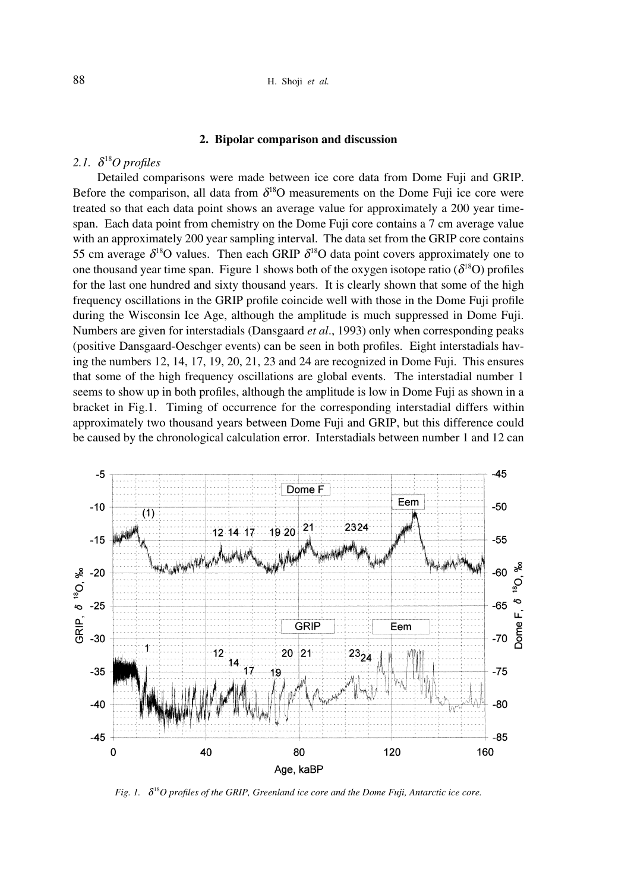## 2. Bipolar comparison and discussion

### 2.1. $\delta^{18}O$ profiles

Detailed comparisons were made between ice core data from Dome Fuji and GRIP. Before the comparison, all data from $\delta^{18}O$ measurements on the Dome Fuji ice core were treated so that each data point shows an average value for approximately a 200 year time-span. Each data point from chemistry on the Dome Fuji core contains a 7 cm average value with an approximately 200 year sampling interval. The data set from the GRIP core contains 55 cm average $\delta^{18}O$ values. Then each GRIP $\delta^{18}O$ data point covers approximately one to one thousand year time span. Figure 1 shows both of the oxygen isotope ratio ($\delta^{18}O$) profiles for the last one hundred and sixty thousand years. It is clearly shown that some of the high frequency oscillations in the GRIP profile coincide well with those in the Dome Fuji profile during the Wisconsin Ice Age, although the amplitude is much suppressed in Dome Fuji. Numbers are given for interstadials (Dansgaard *et al*., 1993) only when corresponding peaks (positive Dansgaard-Oeschger events) can be seen in both profiles. Eight interstadials having the numbers 12, 14, 17, 19, 20, 21, 23 and 24 are recognized in Dome Fuji. This ensures that some of the high frequency oscillations are global events. The interstadial number 1 seems to show up in both profiles, although the amplitude is low in Dome Fuji as shown in a bracket in Fig.1. Timing of occurrence for the corresponding interstadial differs within approximately two thousand years between Dome Fuji and GRIP, but this difference could be caused by the chronological calculation error. Interstadials between number 1 and 12 can

*Fig. 1. $\delta^{18}O$ profiles of the GRIP, Greenland ice core and the Dome Fuji, Antarctic ice core.*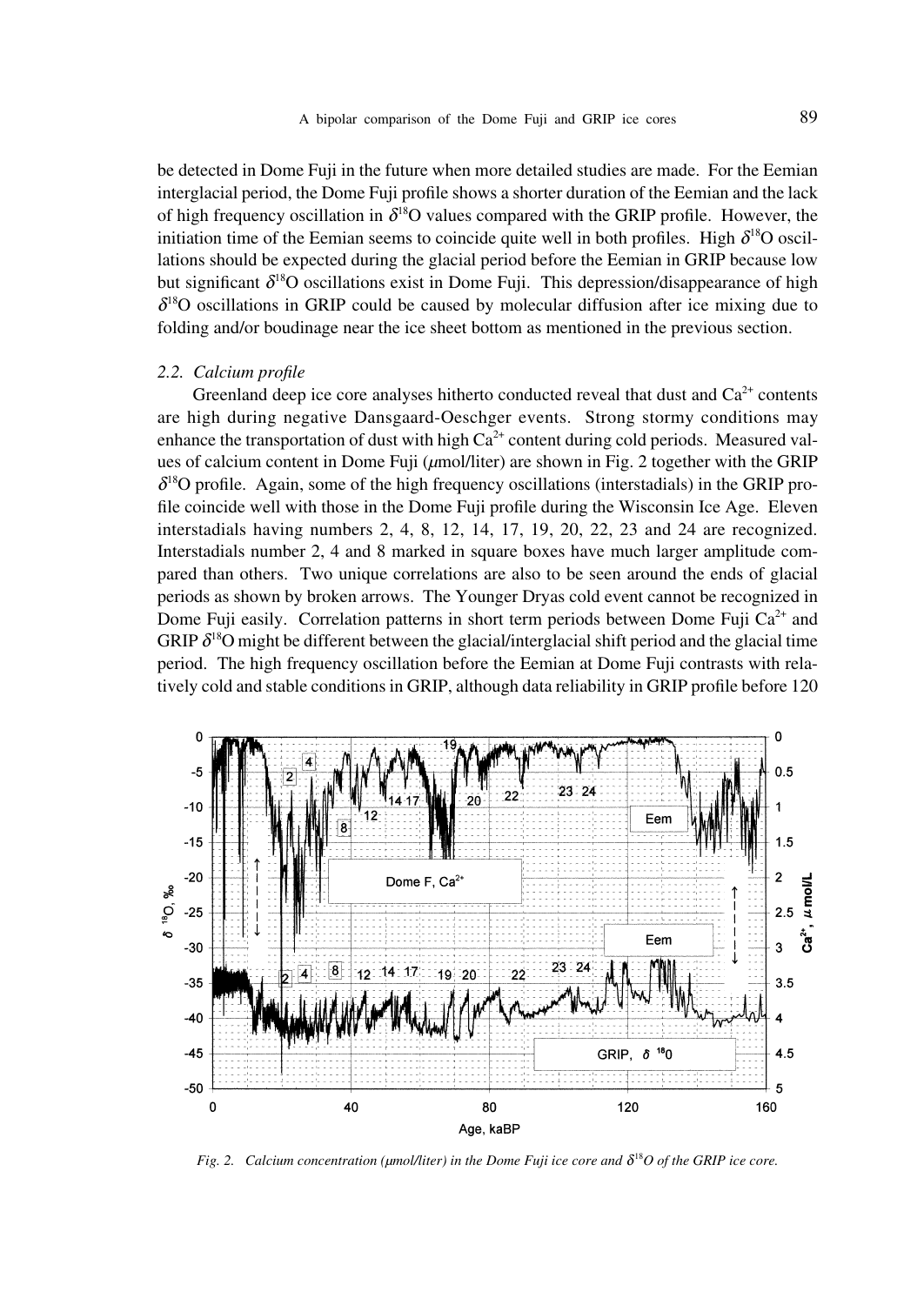be detected in Dome Fuji in the future when more detailed studies are made. For the Eemian interglacial period, the Dome Fuji profile shows a shorter duration of the Eemian and the lack of high frequency oscillation in $\delta^{18}O$ values compared with the GRIP profile. However, the initiation time of the Eemian seems to coincide quite well in both profiles. High $\delta^{18}O$ oscillations should be expected during the glacial period before the Eemian in GRIP because low but significant $\delta^{18}O$ oscillations exist in Dome Fuji. This depression/disappearance of high $\delta^{18}O$ oscillations in GRIP could be caused by molecular diffusion after ice mixing due to folding and/or boudinage near the ice sheet bottom as mentioned in the previous section.

### 2.2. Calcium profile

Greenland deep ice core analyses hitherto conducted reveal that dust and $Ca^{2+}$ contents are high during negative Dansgaard-Oeschger events. Strong stormy conditions may enhance the transportation of dust with high $Ca^{2+}$ content during cold periods. Measured values of calcium content in Dome Fuji ($\mu$mol/liter) are shown in Fig. 2 together with the GRIP $\delta^{18}O$ profile. Again, some of the high frequency oscillations (interstadials) in the GRIP profile coincide well with those in the Dome Fuji profile during the Wisconsin Ice Age. Eleven interstadials having numbers 2, 4, 8, 12, 14, 17, 19, 20, 22, 23 and 24 are recognized. Interstadials number 2, 4 and 8 marked in square boxes have much larger amplitude compared than others. Two unique correlations are also to be seen around the ends of glacial periods as shown by broken arrows. The Younger Dryas cold event cannot be recognized in Dome Fuji easily. Correlation patterns in short term periods between Dome Fuji $Ca^{2+}$ and GRIP $\delta^{18}O$ might be different between the glacial/interglacial shift period and the glacial time period. The high frequency oscillation before the Eemian at Dome Fuji contrasts with relatively cold and stable conditions in GRIP, although data reliability in GRIP profile before 120

*Fig. 2. Calcium concentration ($\mu$mol/liter) in the Dome Fuji ice core and $\delta^{18}O$ of the GRIP ice core.*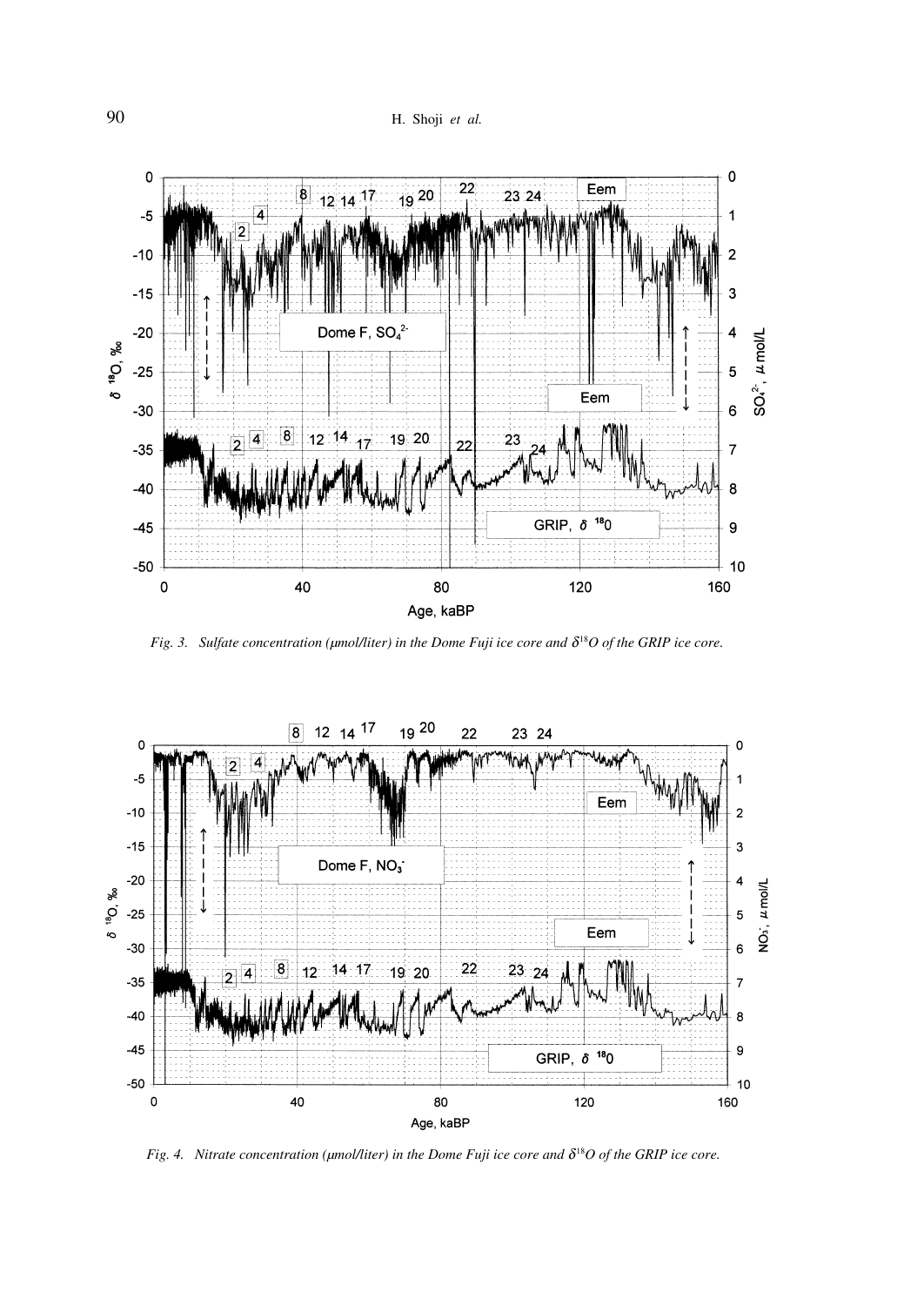*Fig. 3. Sulfate concentration (μmol/liter) in the Dome Fuji ice core and $\delta^{18}O$ of the GRIP ice core.*

*Fig. 4. Nitrate concentration (μmol/liter) in the Dome Fuji ice core and $\delta^{18}O$ of the GRIP ice core.*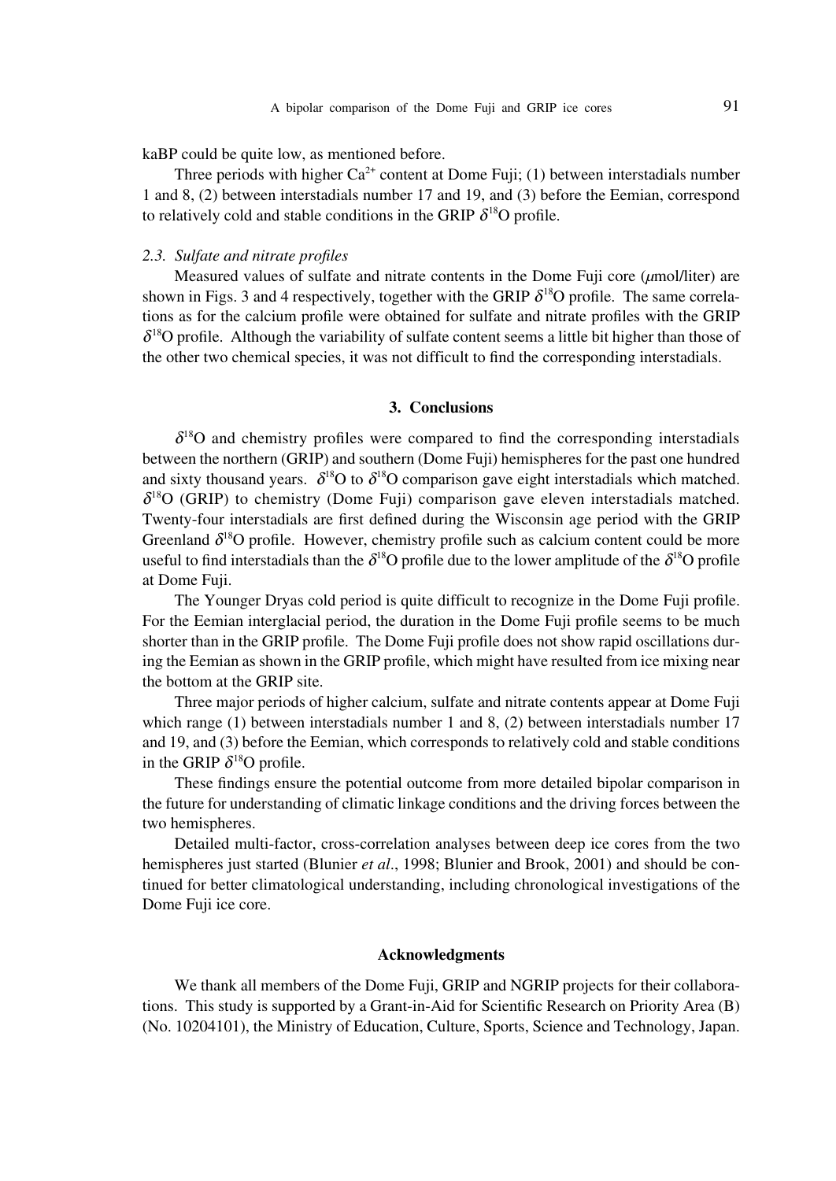kaBP could be quite low, as mentioned before.

Three periods with higher $Ca^{2+}$ content at Dome Fuji; (1) between interstadials number 1 and 8, (2) between interstadials number 17 and 19, and (3) before the Eemian, correspond to relatively cold and stable conditions in the GRIP $\delta^{18}O$ profile.

### 2.3. *Sulfate and nitrate profiles*

Measured values of sulfate and nitrate contents in the Dome Fuji core ($\mu$mol/liter) are shown in Figs. 3 and 4 respectively, together with the GRIP $\delta^{18}O$ profile. The same correlations as for the calcium profile were obtained for sulfate and nitrate profiles with the GRIP $\delta^{18}O$ profile. Although the variability of sulfate content seems a little bit higher than those of the other two chemical species, it was not difficult to find the corresponding interstadials.

## 3. Conclusions

$\delta^{18}O$ and chemistry profiles were compared to find the corresponding interstadials between the northern (GRIP) and southern (Dome Fuji) hemispheres for the past one hundred and sixty thousand years. $\delta^{18}O$ to $\delta^{18}O$ comparison gave eight interstadials which matched. $\delta^{18}O$ (GRIP) to chemistry (Dome Fuji) comparison gave eleven interstadials matched. Twenty-four interstadials are first defined during the Wisconsin age period with the GRIP Greenland $\delta^{18}O$ profile. However, chemistry profile such as calcium content could be more useful to find interstadials than the $\delta^{18}O$ profile due to the lower amplitude of the $\delta^{18}O$ profile at Dome Fuji.

The Younger Dryas cold period is quite difficult to recognize in the Dome Fuji profile. For the Eemian interglacial period, the duration in the Dome Fuji profile seems to be much shorter than in the GRIP profile. The Dome Fuji profile does not show rapid oscillations during the Eemian as shown in the GRIP profile, which might have resulted from ice mixing near the bottom at the GRIP site.

Three major periods of higher calcium, sulfate and nitrate contents appear at Dome Fuji which range (1) between interstadials number 1 and 8, (2) between interstadials number 17 and 19, and (3) before the Eemian, which corresponds to relatively cold and stable conditions in the GRIP $\delta^{18}O$ profile.

These findings ensure the potential outcome from more detailed bipolar comparison in the future for understanding of climatic linkage conditions and the driving forces between the two hemispheres.

Detailed multi-factor, cross-correlation analyses between deep ice cores from the two hemispheres just started (Blunier *et al*., 1998; Blunier and Brook, 2001) and should be continued for better climatological understanding, including chronological investigations of the Dome Fuji ice core.

## Acknowledgments

We thank all members of the Dome Fuji, GRIP and NGRIP projects for their collaborations. This study is supported by a Grant-in-Aid for Scientific Research on Priority Area (B) (No. 10204101), the Ministry of Education, Culture, Sports, Science and Technology, Japan.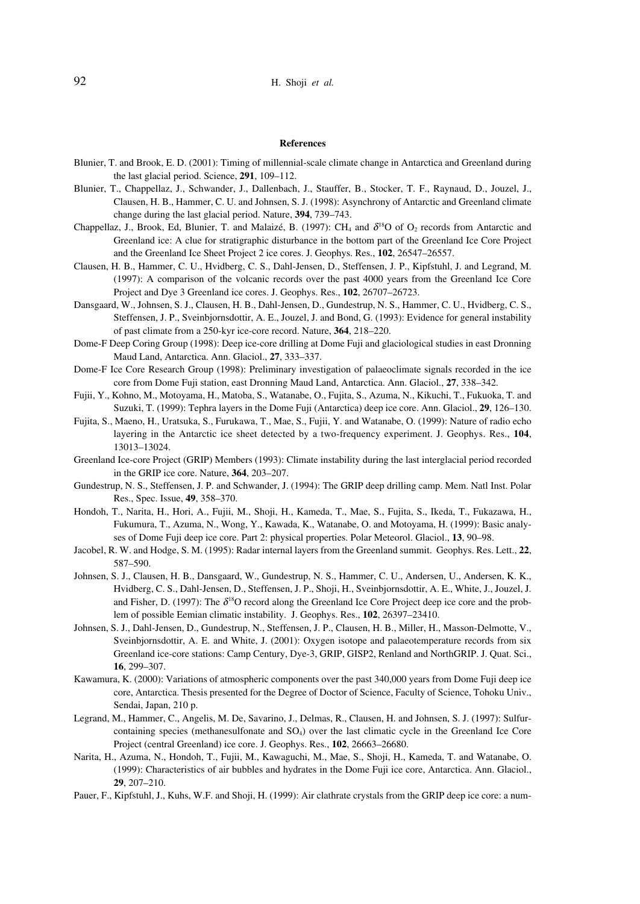## References

Blunier, T. and Brook, E. D. (2001): Timing of millennial-scale climate change in Antarctica and Greenland during the last glacial period. Science, **291**, 109–112.

Blunier, T., Chappellaz, J., Schwander, J., Dallenbach, J., Stauffer, B., Stocker, T. F., Raynaud, D., Jouzel, J., Clausen, H. B., Hammer, C. U. and Johnsen, S. J. (1998): Asynchrony of Antarctic and Greenland climate change during the last glacial period. Nature, **394**, 739–743.

Chappellaz, J., Brook, Ed, Blunier, T. and Malaizé, B. (1997): $CH_4$ and $\delta^{18}O$ of $O_2$ records from Antarctic and Greenland ice: A clue for stratigraphic disturbance in the bottom part of the Greenland Ice Core Project and the Greenland Ice Sheet Project 2 ice cores. J. Geophys. Res., **102**, 26547–26557.

Clausen, H. B., Hammer, C. U., Hvidberg, C. S., Dahl-Jensen, D., Steffensen, J. P., Kipfstuhl, J. and Legrand, M. (1997): A comparison of the volcanic records over the past 4000 years from the Greenland Ice Core Project and Dye 3 Greenland ice cores. J. Geophys. Res., **102**, 26707–26723.

Dansgaard, W., Johnsen, S. J., Clausen, H. B., Dahl-Jensen, D., Gundestrup, N. S., Hammer, C. U., Hvidberg, C. S., Steffensen, J. P., Sveinbjornsdottir, A. E., Jouzel, J. and Bond, G. (1993): Evidence for general instability of past climate from a 250-kyr ice-core record. Nature, **364**, 218–220.

Dome-F Deep Coring Group (1998): Deep ice-core drilling at Dome Fuji and glaciological studies in east Dronning Maud Land, Antarctica. Ann. Glaciol., **27**, 333–337.

Dome-F Ice Core Research Group (1998): Preliminary investigation of palaeoclimate signals recorded in the ice core from Dome Fuji station, east Dronning Maud Land, Antarctica. Ann. Glaciol., **27**, 338–342.

Fujii, Y., Kohno, M., Motoyama, H., Matoba, S., Watanabe, O., Fujita, S., Azuma, N., Kikuchi, T., Fukuoka, T. and Suzuki, T. (1999): Tephra layers in the Dome Fuji (Antarctica) deep ice core. Ann. Glaciol., **29**, 126–130.

Fujita, S., Maeno, H., Uratsuka, S., Furukawa, T., Mae, S., Fujii, Y. and Watanabe, O. (1999): Nature of radio echo layering in the Antarctic ice sheet detected by a two-frequency experiment. J. Geophys. Res., **104**, 13013–13024.

Greenland Ice-core Project (GRIP) Members (1993): Climate instability during the last interglacial period recorded in the GRIP ice core. Nature, **364**, 203–207.

Gundestrup, N. S., Steffensen, J. P. and Schwander, J. (1994): The GRIP deep drilling camp. Mem. Natl Inst. Polar Res., Spec. Issue, **49**, 358–370.

Hondoh, T., Narita, H., Hori, A., Fujii, M., Shoji, H., Kameda, T., Mae, S., Fujita, S., Ikeda, T., Fukazawa, H., Fukumura, T., Azuma, N., Wong, Y., Kawada, K., Watanabe, O. and Motoyama, H. (1999): Basic analyses of Dome Fuji deep ice core. Part 2: physical properties. Polar Meteorol. Glaciol., **13**, 90–98.

Jacobel, R. W. and Hodge, S. M. (1995): Radar internal layers from the Greenland summit. Geophys. Res. Lett., **22**, 587–590.

Johnsen, S. J., Clausen, H. B., Dansgaard, W., Gundestrup, N. S., Hammer, C. U., Andersen, U., Andersen, K. K., Hvidberg, C. S., Dahl-Jensen, D., Steffensen, J. P., Shoji, H., Sveinbjornsdottir, A. E., White, J., Jouzel, J. and Fisher, D. (1997): The $\delta^{18}O$ record along the Greenland Ice Core Project deep ice core and the problem of possible Eemian climatic instability. J. Geophys. Res., **102**, 26397–23410.

Johnsen, S. J., Dahl-Jensen, D., Gundestrup, N., Steffensen, J. P., Clausen, H. B., Miller, H., Masson-Delmotte, V., Sveinbjornsdottir, A. E. and White, J. (2001): Oxygen isotope and palaeotemperature records from six Greenland ice-core stations: Camp Century, Dye-3, GRIP, GISP2, Renland and NorthGRIP. J. Quat. Sci., **16**, 299–307.

Kawamura, K. (2000): Variations of atmospheric components over the past 340,000 years from Dome Fuji deep ice core, Antarctica. Thesis presented for the Degree of Doctor of Science, Faculty of Science, Tohoku Univ., Sendai, Japan, 210 p.

Legrand, M., Hammer, C., Angelis, M. De, Savarino, J., Delmas, R., Clausen, H. and Johnsen, S. J. (1997): Sulfur-containing species (methanesulfonate and $SO_4$) over the last climatic cycle in the Greenland Ice Core Project (central Greenland) ice core. J. Geophys. Res., **102**, 26663–26680.

Narita, H., Azuma, N., Hondoh, T., Fujii, M., Kawaguchi, M., Mae, S., Shoji, H., Kameda, T. and Watanabe, O. (1999): Characteristics of air bubbles and hydrates in the Dome Fuji ice core, Antarctica. Ann. Glaciol., **29**, 207–210.

Pauer, F., Kipfstuhl, J., Kuhs, W.F. and Shoji, H. (1999): Air clathrate crystals from the GRIP deep ice core: a num-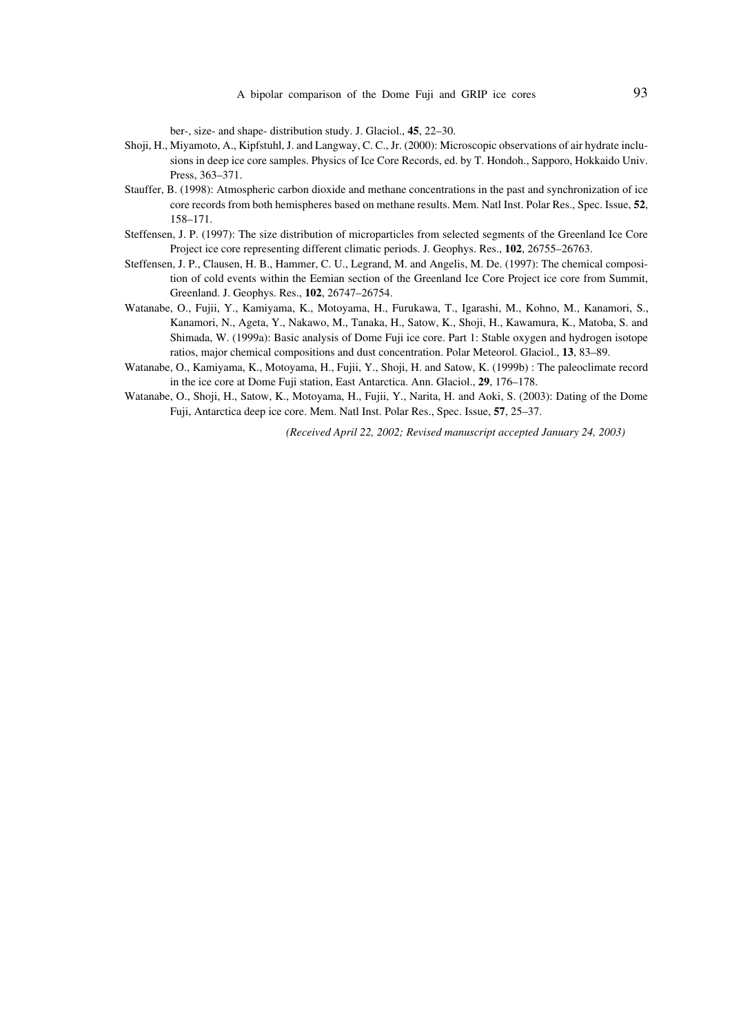ber-, size- and shape- distribution study. J. Glaciol., **45**, 22–30.

Shoji, H., Miyamoto, A., Kipfstuhl, J. and Langway, C. C., Jr. (2000): Microscopic observations of air hydrate inclusions in deep ice core samples. Physics of Ice Core Records, ed. by T. Hondoh., Sapporo, Hokkaido Univ. Press, 363–371.

Stauffer, B. (1998): Atmospheric carbon dioxide and methane concentrations in the past and synchronization of ice core records from both hemispheres based on methane results. Mem. Natl Inst. Polar Res., Spec. Issue, **52**, 158–171.

Steffensen, J. P. (1997): The size distribution of microparticles from selected segments of the Greenland Ice Core Project ice core representing different climatic periods. J. Geophys. Res., **102**, 26755–26763.

Steffensen, J. P., Clausen, H. B., Hammer, C. U., Legrand, M. and Angelis, M. De. (1997): The chemical composition of cold events within the Eemian section of the Greenland Ice Core Project ice core from Summit, Greenland. J. Geophys. Res., **102**, 26747–26754.

Watanabe, O., Fujii, Y., Kamiyama, K., Motoyama, H., Furukawa, T., Igarashi, M., Kohno, M., Kanamori, S., Kanamori, N., Ageta, Y., Nakawo, M., Tanaka, H., Satow, K., Shoji, H., Kawamura, K., Matoba, S. and Shimada, W. (1999a): Basic analysis of Dome Fuji ice core. Part 1: Stable oxygen and hydrogen isotope ratios, major chemical compositions and dust concentration. Polar Meteorol. Glaciol., **13**, 83–89.

Watanabe, O., Kamiyama, K., Motoyama, H., Fujii, Y., Shoji, H. and Satow, K. (1999b) : The paleoclimate record in the ice core at Dome Fuji station, East Antarctica. Ann. Glaciol., **29**, 176–178.

Watanabe, O., Shoji, H., Satow, K., Motoyama, H., Fujii, Y., Narita, H. and Aoki, S. (2003): Dating of the Dome Fuji, Antarctica deep ice core. Mem. Natl Inst. Polar Res., Spec. Issue, **57**, 25–37.

*(Received April 22, 2002; Revised manuscript accepted January 24, 2003)*